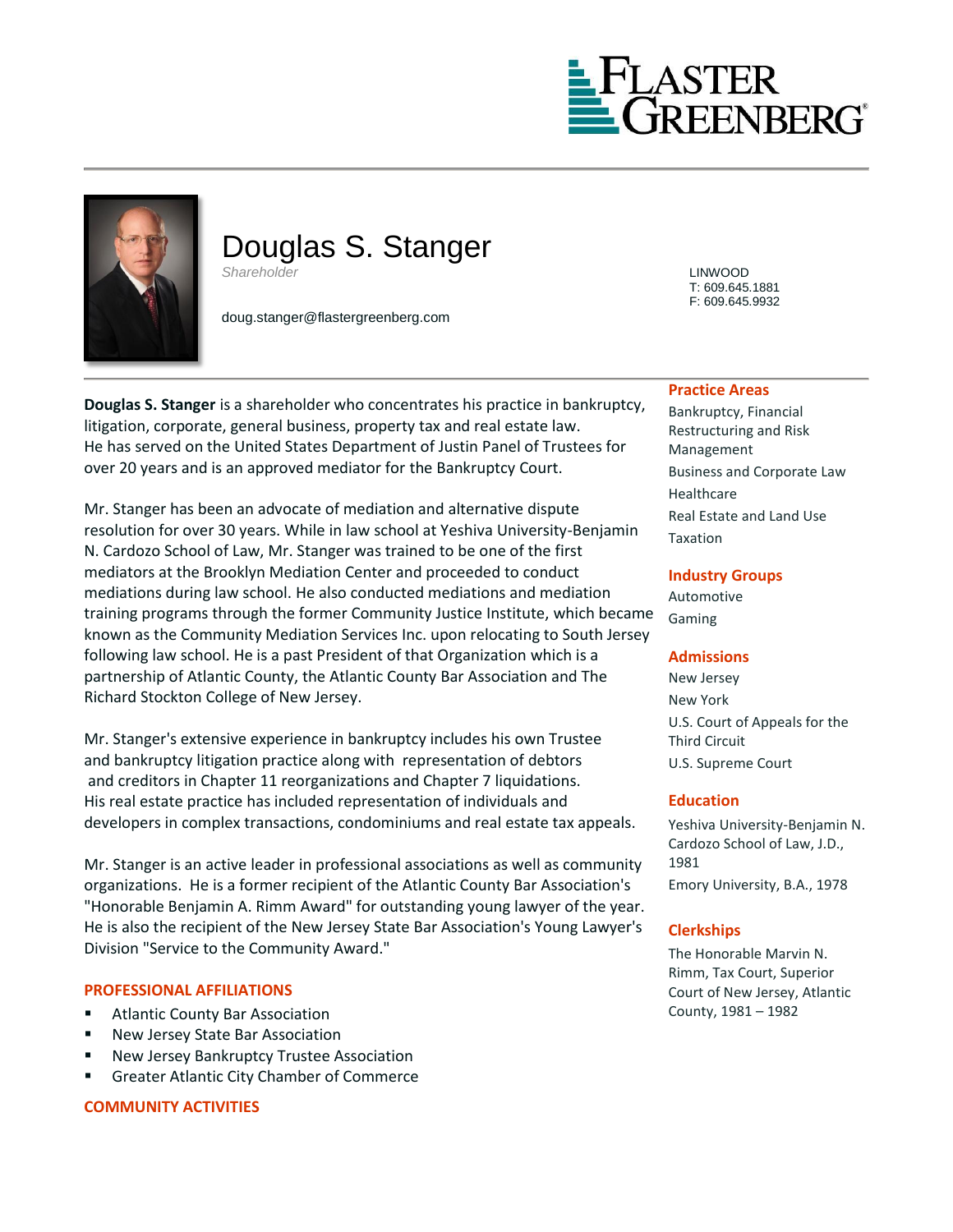# Douglas S. Stanger

*Shareholder*

doug.stanger@flastergreenberg.com

LINWOOD
T: 609.645.1881
F: 609.645.9932

**Douglas S. Stanger** is a shareholder who concentrates his practice in bankruptcy, litigation, corporate, general business, property tax and real estate law. He has served on the United States Department of Justin Panel of Trustees for over 20 years and is an approved mediator for the Bankruptcy Court.

Mr. Stanger has been an advocate of mediation and alternative dispute resolution for over 30 years. While in law school at Yeshiva University-Benjamin N. Cardozo School of Law, Mr. Stanger was trained to be one of the first mediators at the Brooklyn Mediation Center and proceeded to conduct mediations during law school. He also conducted mediations and mediation training programs through the former Community Justice Institute, which became known as the Community Mediation Services Inc. upon relocating to South Jersey following law school. He is a past President of that Organization which is a partnership of Atlantic County, the Atlantic County Bar Association and The Richard Stockton College of New Jersey.

Mr. Stanger's extensive experience in bankruptcy includes his own Trustee and bankruptcy litigation practice along with representation of debtors and creditors in Chapter 11 reorganizations and Chapter 7 liquidations. His real estate practice has included representation of individuals and developers in complex transactions, condominiums and real estate tax appeals.

Mr. Stanger is an active leader in professional associations as well as community organizations. He is a former recipient of the Atlantic County Bar Association's "Honorable Benjamin A. Rimm Award" for outstanding young lawyer of the year. He is also the recipient of the New Jersey State Bar Association's Young Lawyer's Division "Service to the Community Award."

## PROFESSIONAL AFFILIATIONS

- Atlantic County Bar Association
- New Jersey State Bar Association
- New Jersey Bankruptcy Trustee Association
- Greater Atlantic City Chamber of Commerce

## COMMUNITY ACTIVITIES

## Practice Areas

Bankruptcy, Financial Restructuring and Risk Management

Business and Corporate Law

Healthcare

Real Estate and Land Use

Taxation

## Industry Groups

Automotive

Gaming

## Admissions

New Jersey

New York

U.S. Court of Appeals for the Third Circuit

U.S. Supreme Court

## Education

Yeshiva University-Benjamin N. Cardozo School of Law, J.D., 1981

Emory University, B.A., 1978

## Clerkships

The Honorable Marvin N. Rimm, Tax Court, Superior Court of New Jersey, Atlantic County, 1981 – 1982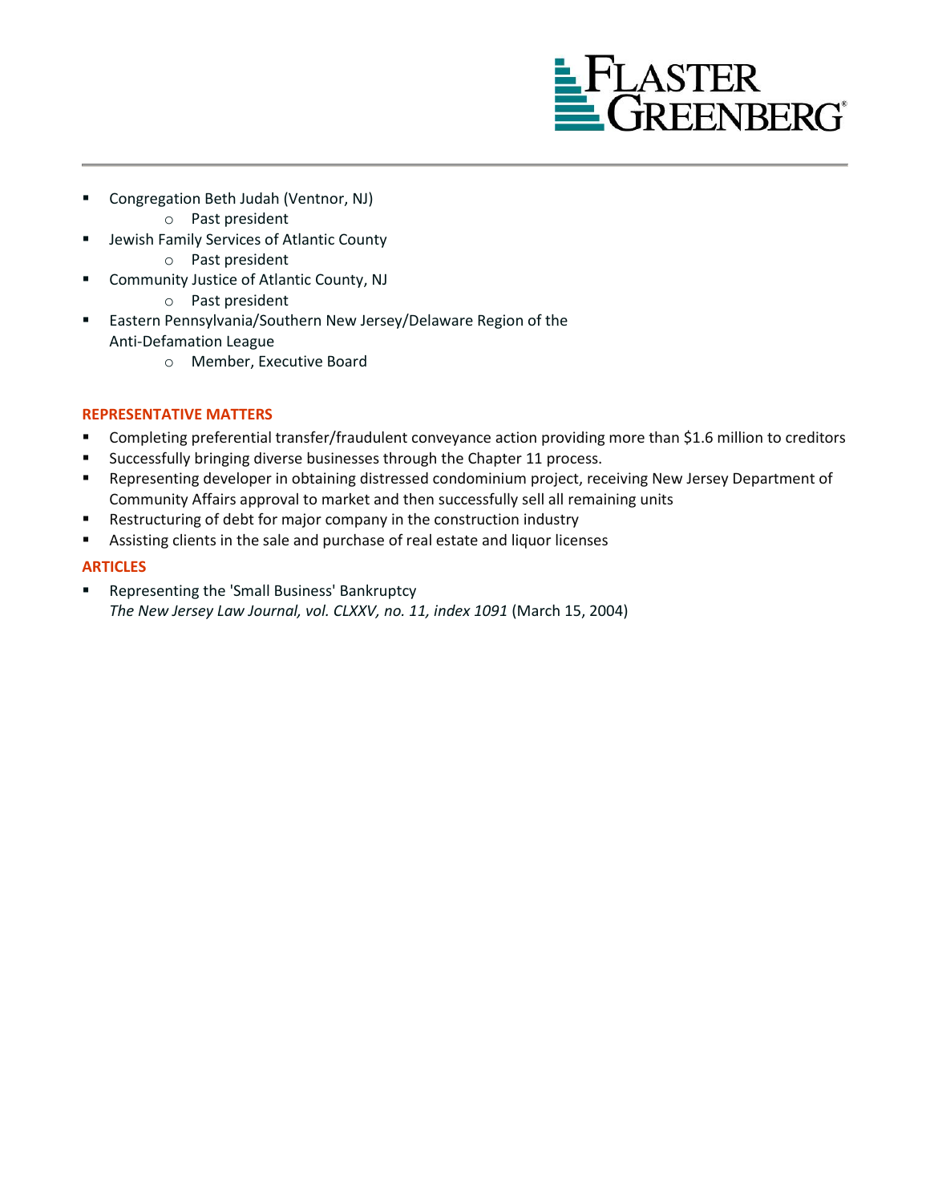- Congregation Beth Judah (Ventnor, NJ)
    - Past president
- Jewish Family Services of Atlantic County
    - Past president
- Community Justice of Atlantic County, NJ
    - Past president
- Eastern Pennsylvania/Southern New Jersey/Delaware Region of the Anti-Defamation League
    - Member, Executive Board

## REPRESENTATIVE MATTERS

- Completing preferential transfer/fraudulent conveyance action providing more than $1.6 million to creditors
- Successfully bringing diverse businesses through the Chapter 11 process.
- Representing developer in obtaining distressed condominium project, receiving New Jersey Department of Community Affairs approval to market and then successfully sell all remaining units
- Restructuring of debt for major company in the construction industry
- Assisting clients in the sale and purchase of real estate and liquor licenses

## ARTICLES

- Representing the 'Small Business' Bankruptcy
  *The New Jersey Law Journal, vol. CLXXV, no. 11, index 1091* (March 15, 2004)